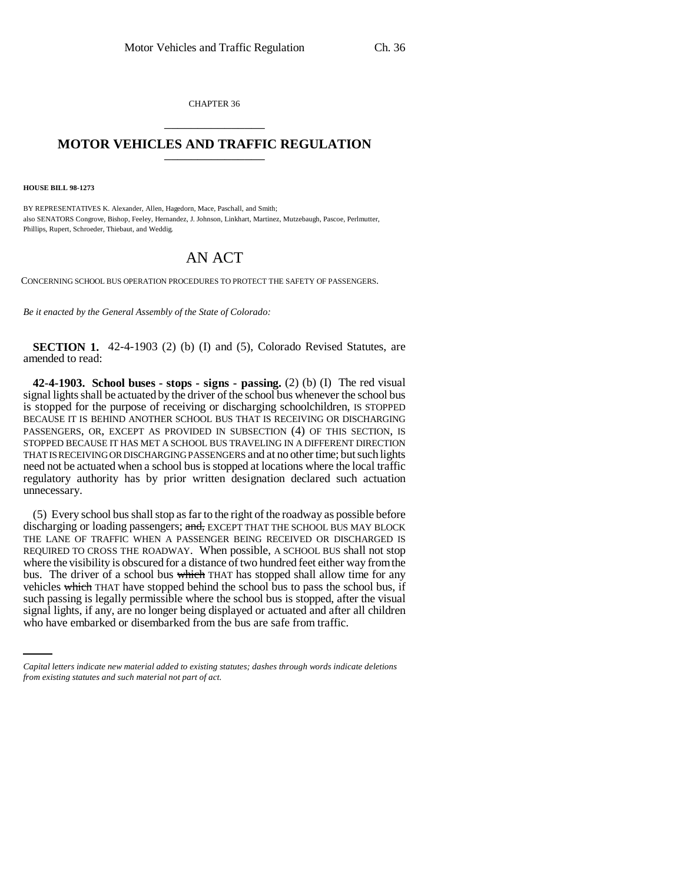CHAPTER 36

# MOTOR VEHICLES AND TRAFFIC REGULATION

**HOUSE BILL 98-1273**

BY REPRESENTATIVES K. Alexander, Allen, Hagedorn, Mace, Paschall, and Smith;
also SENATORS Congrove, Bishop, Feeley, Hernandez, J. Johnson, Linkhart, Martinez, Mutzebaugh, Pascoe, Perlmutter, Phillips, Rupert, Schroeder, Thiebaut, and Weddig.

# AN ACT

CONCERNING SCHOOL BUS OPERATION PROCEDURES TO PROTECT THE SAFETY OF PASSENGERS.

*Be it enacted by the General Assembly of the State of Colorado:*

**SECTION 1.** 42-4-1903 (2) (b) (I) and (5), Colorado Revised Statutes, are amended to read:

**42-4-1903. School buses - stops - signs - passing.** (2) (b) (I) The red visual signal lights shall be actuated by the driver of the school bus whenever the school bus is stopped for the purpose of receiving or discharging schoolchildren, IS STOPPED BECAUSE IT IS BEHIND ANOTHER SCHOOL BUS THAT IS RECEIVING OR DISCHARGING PASSENGERS, OR, EXCEPT AS PROVIDED IN SUBSECTION (4) OF THIS SECTION, IS STOPPED BECAUSE IT HAS MET A SCHOOL BUS TRAVELING IN A DIFFERENT DIRECTION THAT IS RECEIVING OR DISCHARGING PASSENGERS and at no other time; but such lights need not be actuated when a school bus is stopped at locations where the local traffic regulatory authority has by prior written designation declared such actuation unnecessary.

(5) Every school bus shall stop as far to the right of the roadway as possible before discharging or loading passengers; ~~and,~~ EXCEPT THAT THE SCHOOL BUS MAY BLOCK THE LANE OF TRAFFIC WHEN A PASSENGER BEING RECEIVED OR DISCHARGED IS REQUIRED TO CROSS THE ROADWAY. When possible, A SCHOOL BUS shall not stop where the visibility is obscured for a distance of two hundred feet either way from the bus. The driver of a school bus ~~which~~ THAT has stopped shall allow time for any vehicles ~~which~~ THAT have stopped behind the school bus to pass the school bus, if such passing is legally permissible where the school bus is stopped, after the visual signal lights, if any, are no longer being displayed or actuated and after all children who have embarked or disembarked from the bus are safe from traffic.

*Capital letters indicate new material added to existing statutes; dashes through words indicate deletions from existing statutes and such material not part of act.*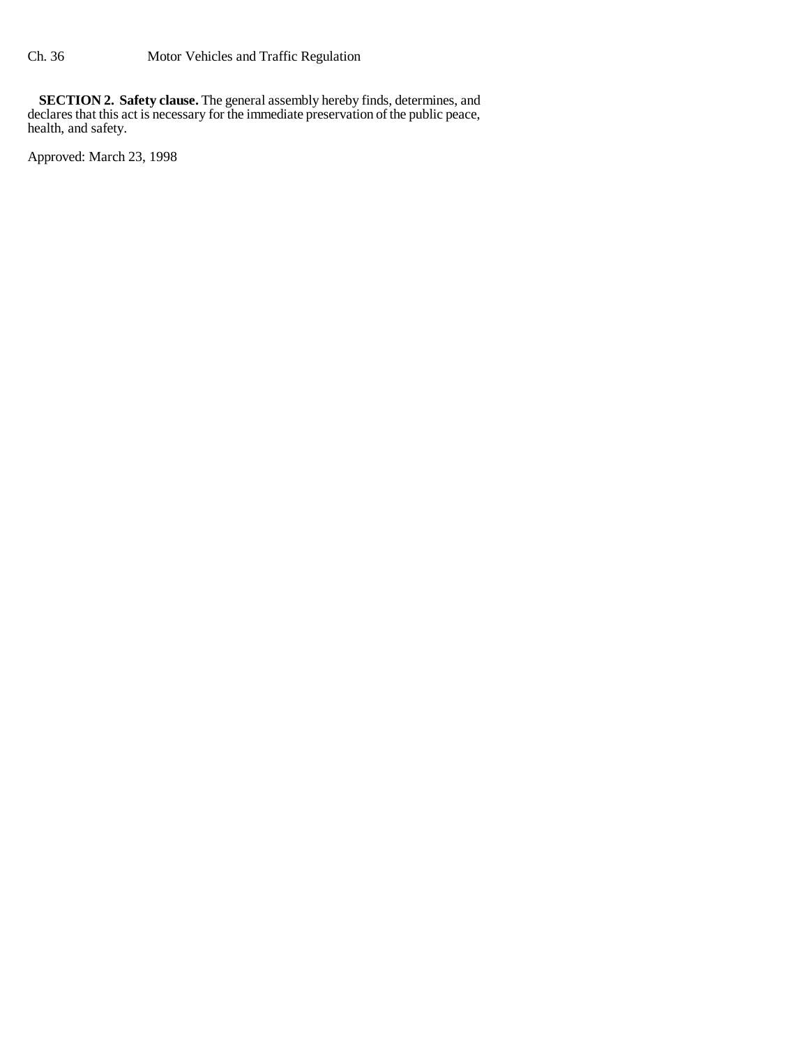**SECTION 2. Safety clause.** The general assembly hereby finds, determines, and declares that this act is necessary for the immediate preservation of the public peace, health, and safety.

Approved: March 23, 1998